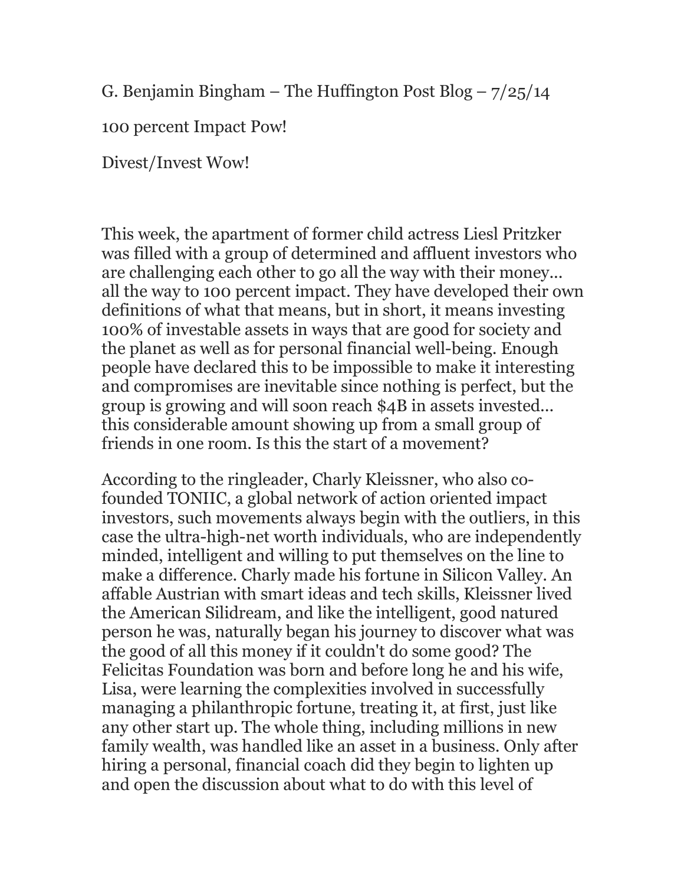G. Benjamin Bingham – The Huffington Post Blog – 7/25/14

# 100 percent Impact Pow!

## Divest/Invest Wow!

This week, the apartment of former child actress Liesl Pritzker was filled with a group of determined and affluent investors who are challenging each other to go all the way with their money... all the way to 100 percent impact. They have developed their own definitions of what that means, but in short, it means investing 100% of investable assets in ways that are good for society and the planet as well as for personal financial well-being. Enough people have declared this to be impossible to make it interesting and compromises are inevitable since nothing is perfect, but the group is growing and will soon reach $4B in assets invested... this considerable amount showing up from a small group of friends in one room. Is this the start of a movement?

According to the ringleader, Charly Kleissner, who also co-founded TONIIC, a global network of action oriented impact investors, such movements always begin with the outliers, in this case the ultra-high-net worth individuals, who are independently minded, intelligent and willing to put themselves on the line to make a difference. Charly made his fortune in Silicon Valley. An affable Austrian with smart ideas and tech skills, Kleissner lived the American Silidream, and like the intelligent, good natured person he was, naturally began his journey to discover what was the good of all this money if it couldn't do some good? The Felicitas Foundation was born and before long he and his wife, Lisa, were learning the complexities involved in successfully managing a philanthropic fortune, treating it, at first, just like any other start up. The whole thing, including millions in new family wealth, was handled like an asset in a business. Only after hiring a personal, financial coach did they begin to lighten up and open the discussion about what to do with this level of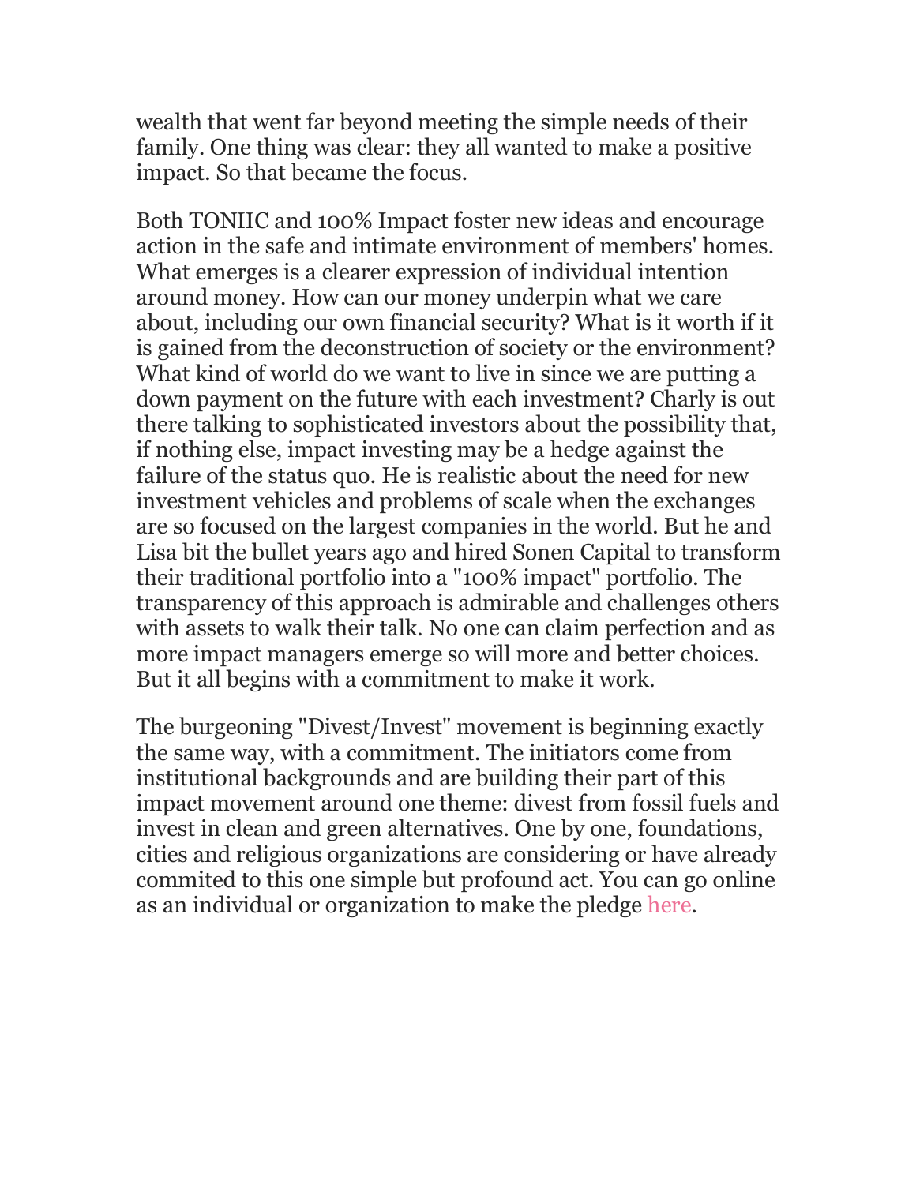wealth that went far beyond meeting the simple needs of their family. One thing was clear: they all wanted to make a positive impact. So that became the focus.

Both TONIIC and 100% Impact foster new ideas and encourage action in the safe and intimate environment of members' homes. What emerges is a clearer expression of individual intention around money. How can our money underpin what we care about, including our own financial security? What is it worth if it is gained from the deconstruction of society or the environment? What kind of world do we want to live in since we are putting a down payment on the future with each investment? Charly is out there talking to sophisticated investors about the possibility that, if nothing else, impact investing may be a hedge against the failure of the status quo. He is realistic about the need for new investment vehicles and problems of scale when the exchanges are so focused on the largest companies in the world. But he and Lisa bit the bullet years ago and hired Sonen Capital to transform their traditional portfolio into a "100% impact" portfolio. The transparency of this approach is admirable and challenges others with assets to walk their talk. No one can claim perfection and as more impact managers emerge so will more and better choices. But it all begins with a commitment to make it work.

The burgeoning "Divest/Invest" movement is beginning exactly the same way, with a commitment. The initiators come from institutional backgrounds and are building their part of this impact movement around one theme: divest from fossil fuels and invest in clean and green alternatives. One by one, foundations, cities and religious organizations are considering or have already commited to this one simple but profound act. You can go online as an individual or organization to make the pledge here.